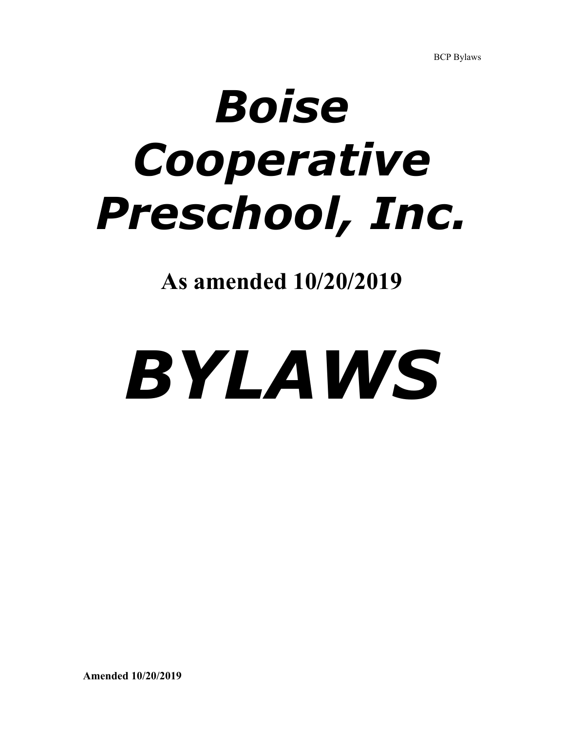# *Boise Cooperative Preschool, Inc.*

**As amended 10/20/2019**

# *BYLAWS*

**Amended 10/20/2019**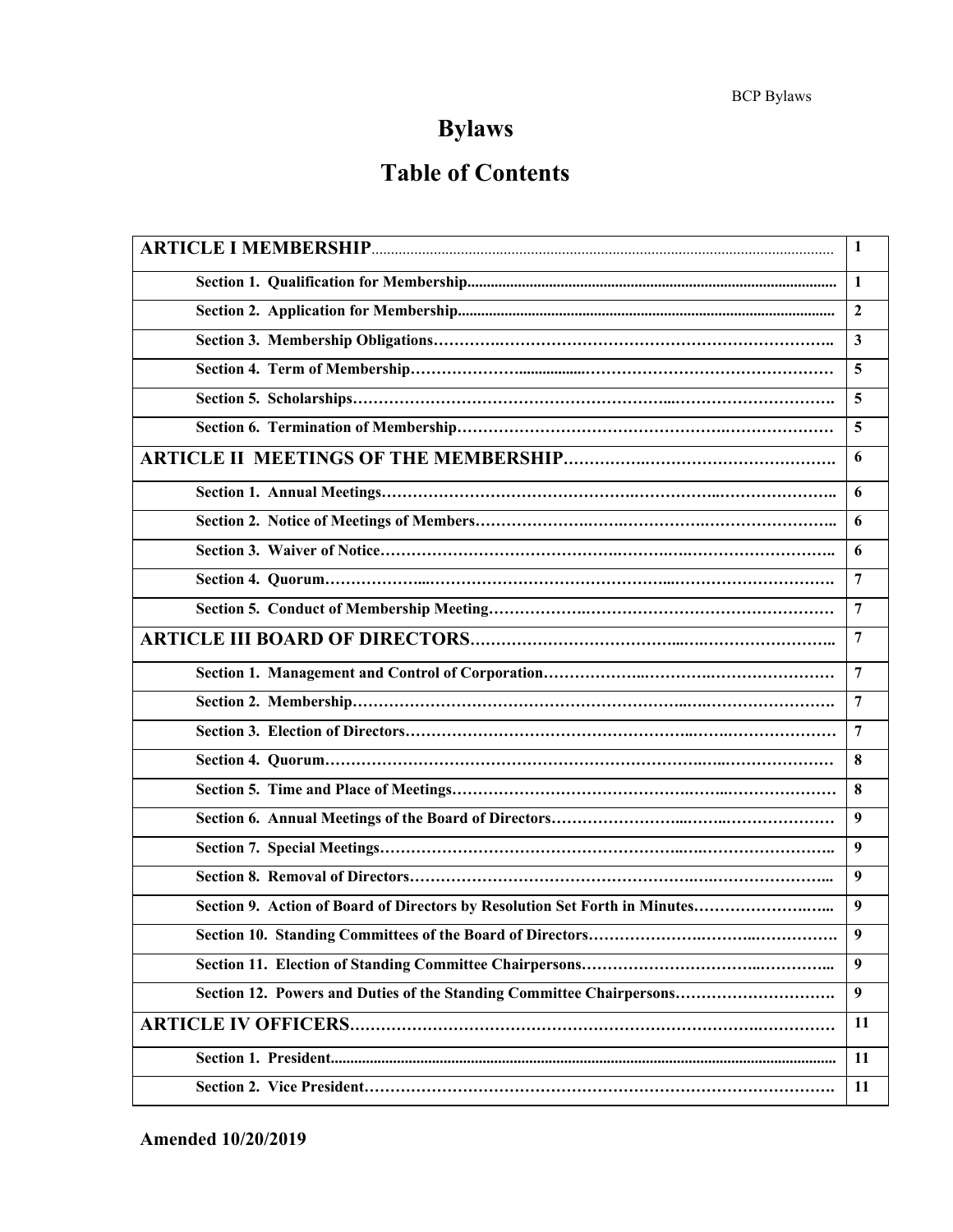# Bylaws

## Table of Contents

| | |
|---|---|
| **ARTICLE I MEMBERSHIP**........................................................................................................... | **1** |
| **Section 1. Qualification for Membership**.......................................................................... | **1** |
| **Section 2. Application for Membership**............................................................................ | **2** |
| **Section 3. Membership Obligations**…………………………………………………………….. | **3** |
| **Section 4. Term of Membership**…………………………………………………………………… | **5** |
| **Section 5. Scholarships**…………………………………………………………………………….. | **5** |
| **Section 6. Termination of Membership**…………………………………………………………… | **5** |
| **ARTICLE II MEETINGS OF THE MEMBERSHIP**……………………………………………. | **6** |
| **Section 1. Annual Meetings**…………………………………………………………………………….. | **6** |
| **Section 2. Notice of Meetings of Members**……………………………………………………….. | **6** |
| **Section 3. Waiver of Notice**……………………………………………………………………….. | **6** |
| **Section 4. Quorum**……………………………………………………………………………………. | **7** |
| **Section 5. Conduct of Membership Meeting**………………………………………………………… | **7** |
| **ARTICLE III BOARD OF DIRECTORS**…………………………………………………………….. | **7** |
| **Section 1. Management and Control of Corporation**……………………………………………… | **7** |
| **Section 2. Membership**…………………………………………………………………………………. | **7** |
| **Section 3. Election of Directors**…………………………………………………………………… | **7** |
| **Section 4. Quorum**…………………………………………………………………………………… | **8** |
| **Section 5. Time and Place of Meetings**…………………………………………………………… | **8** |
| **Section 6. Annual Meetings of the Board of Directors**……………………………………………… | **9** |
| **Section 7. Special Meetings**…………………………………………………………………………….. | **9** |
| **Section 8. Removal of Directors**…………………………………………………………………….. | **9** |
| **Section 9. Action of Board of Directors by Resolution Set Forth in Minutes**…………………….. | **9** |
| **Section 10. Standing Committees of the Board of Directors**……………………………………… | **9** |
| **Section 11. Election of Standing Committee Chairpersons**………………………………………… | **9** |
| **Section 12. Powers and Duties of the Standing Committee Chairpersons**…………………………. | **9** |
| **ARTICLE IV OFFICERS**………………………………………………………………………………… | **11** |
| **Section 1. President**........................................................................................................... | **11** |
| **Section 2. Vice President**…………………………………………………………………………. | **11** |

**Amended 10/20/2019**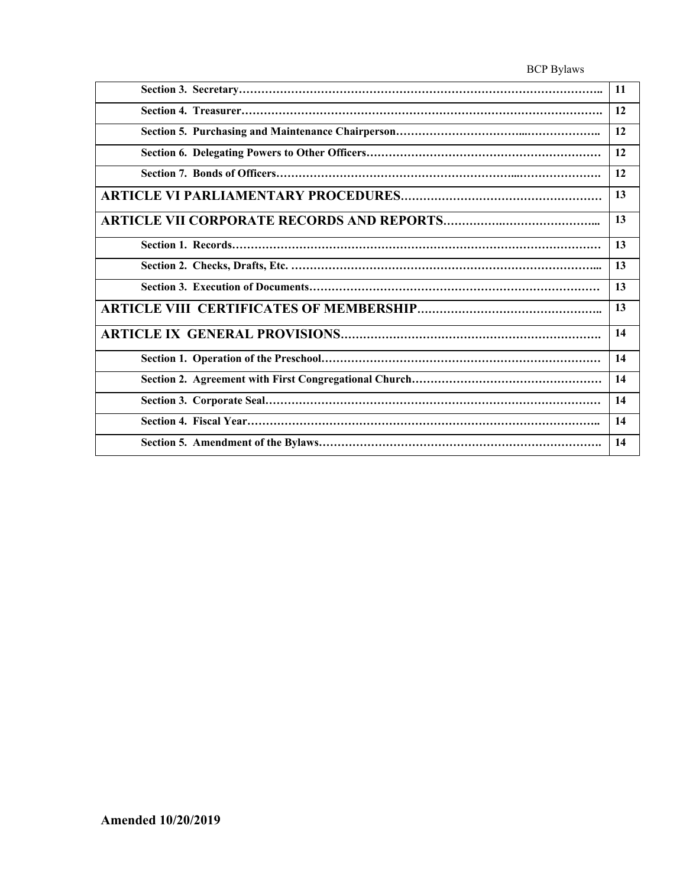| | |
|---|---|
| **Section 3. Secretary……………………………………………………………………………………..** | **11** |
| **Section 4. Treasurer…………………………………………………………………………………….** | **12** |
| **Section 5. Purchasing and Maintenance Chairperson…………………………...………………..** | **12** |
| **Section 6. Delegating Powers to Other Officers………………………………………………………** | **12** |
| **Section 7. Bonds of Officers…………………………………………………...…………………** | **12** |
| **ARTICLE VI PARLIAMENTARY PROCEDURES………………………………………………** | **13** |
| **ARTICLE VII CORPORATE RECORDS AND REPORTS……………..…………………...** | **13** |
| **Section 1. Records………………………………………………………………………………………** | **13** |
| **Section 2. Checks, Drafts, Etc. ……………………………………………………………………...** | **13** |
| **Section 3. Execution of Documents……………………………………………………………………** | **13** |
| **ARTICLE VIII CERTIFICATES OF MEMBERSHIP…………………………………………..** | **13** |
| **ARTICLE IX GENERAL PROVISIONS…………………………………………………………….** | **14** |
| **Section 1. Operation of the Preschool…………………………………………………………………** | **14** |
| **Section 2. Agreement with First Congregational Church…………………………………………** | **14** |
| **Section 3. Corporate Seal………………………………………………………………………………** | **14** |
| **Section 4. Fiscal Year…………………………………………………………………………………..** | **14** |
| **Section 5. Amendment of the Bylaws………………………………………………………………….** | **14** |

**Amended 10/20/2019**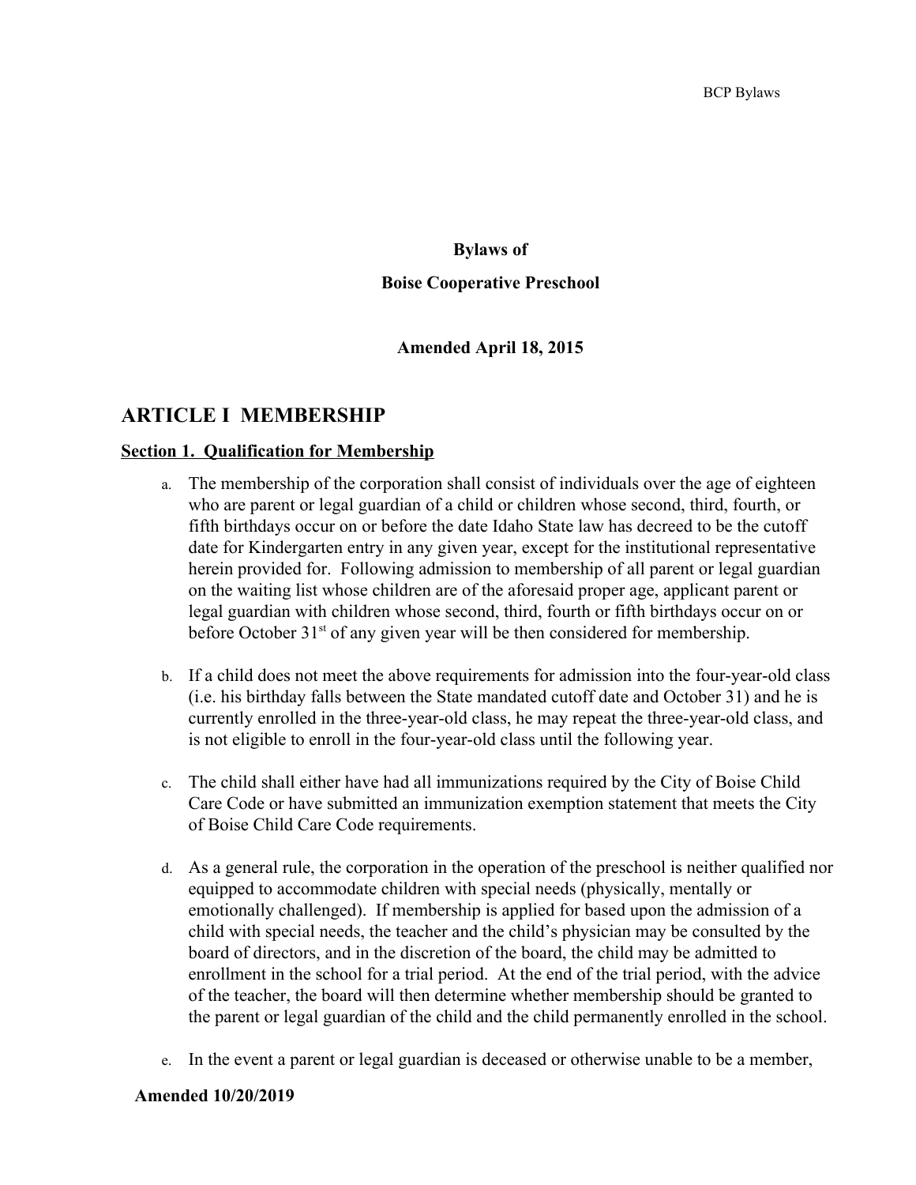**Bylaws of**

**Boise Cooperative Preschool**

**Amended April 18, 2015**

# ARTICLE I MEMBERSHIP

**Section 1. Qualification for Membership**

a. The membership of the corporation shall consist of individuals over the age of eighteen who are parent or legal guardian of a child or children whose second, third, fourth, or fifth birthdays occur on or before the date Idaho State law has decreed to be the cutoff date for Kindergarten entry in any given year, except for the institutional representative herein provided for. Following admission to membership of all parent or legal guardian on the waiting list whose children are of the aforesaid proper age, applicant parent or legal guardian with children whose second, third, fourth or fifth birthdays occur on or before October 31st of any given year will be then considered for membership.

b. If a child does not meet the above requirements for admission into the four-year-old class (i.e. his birthday falls between the State mandated cutoff date and October 31) and he is currently enrolled in the three-year-old class, he may repeat the three-year-old class, and is not eligible to enroll in the four-year-old class until the following year.

c. The child shall either have had all immunizations required by the City of Boise Child Care Code or have submitted an immunization exemption statement that meets the City of Boise Child Care Code requirements.

d. As a general rule, the corporation in the operation of the preschool is neither qualified nor equipped to accommodate children with special needs (physically, mentally or emotionally challenged). If membership is applied for based upon the admission of a child with special needs, the teacher and the child's physician may be consulted by the board of directors, and in the discretion of the board, the child may be admitted to enrollment in the school for a trial period. At the end of the trial period, with the advice of the teacher, the board will then determine whether membership should be granted to the parent or legal guardian of the child and the child permanently enrolled in the school.

e. In the event a parent or legal guardian is deceased or otherwise unable to be a member,

**Amended 10/20/2019**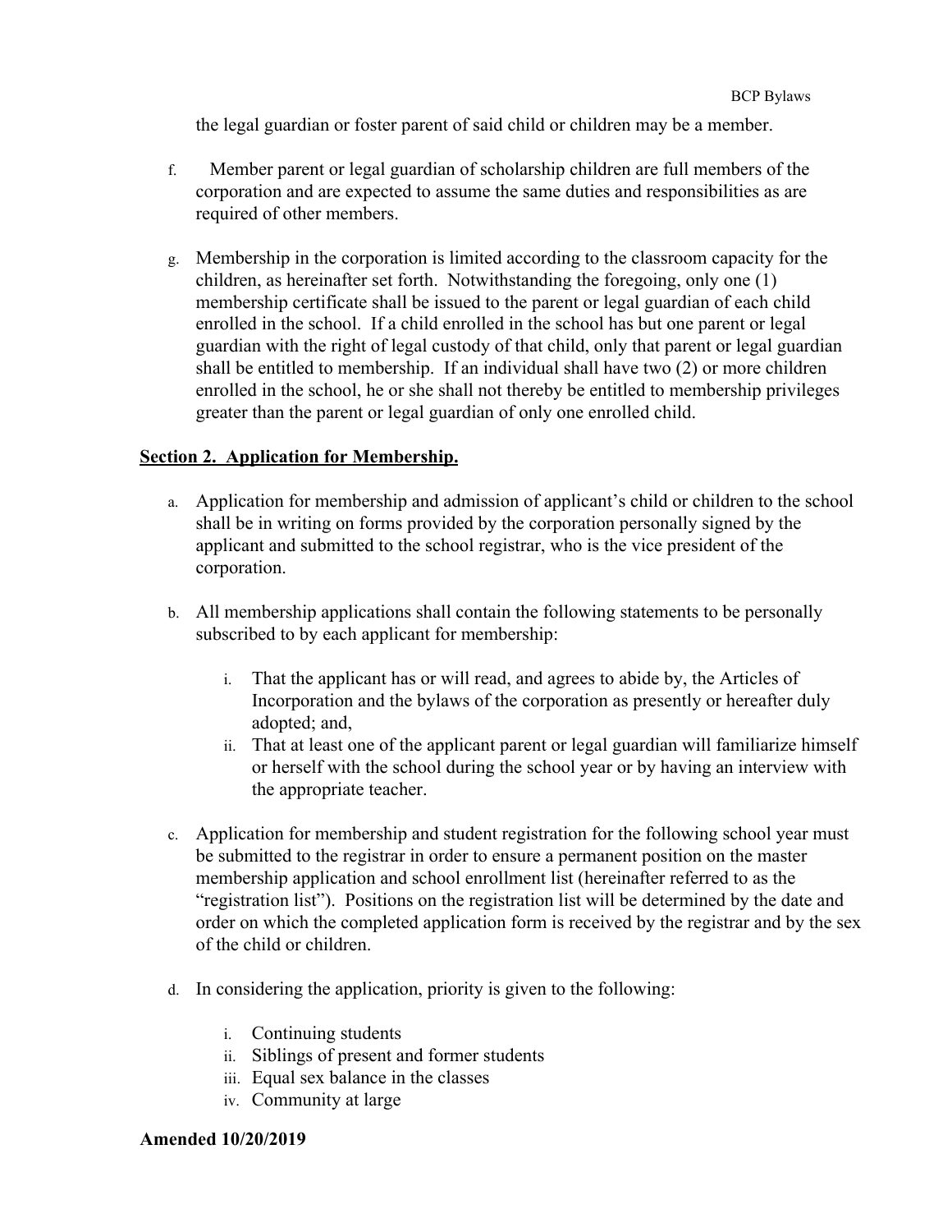the legal guardian or foster parent of said child or children may be a member.

f. Member parent or legal guardian of scholarship children are full members of the corporation and are expected to assume the same duties and responsibilities as are required of other members.

g. Membership in the corporation is limited according to the classroom capacity for the children, as hereinafter set forth. Notwithstanding the foregoing, only one (1) membership certificate shall be issued to the parent or legal guardian of each child enrolled in the school. If a child enrolled in the school has but one parent or legal guardian with the right of legal custody of that child, only that parent or legal guardian shall be entitled to membership. If an individual shall have two (2) or more children enrolled in the school, he or she shall not thereby be entitled to membership privileges greater than the parent or legal guardian of only one enrolled child.

**Section 2. Application for Membership.**

a. Application for membership and admission of applicant's child or children to the school shall be in writing on forms provided by the corporation personally signed by the applicant and submitted to the school registrar, who is the vice president of the corporation.

b. All membership applications shall contain the following statements to be personally subscribed to by each applicant for membership:

   i. That the applicant has or will read, and agrees to abide by, the Articles of Incorporation and the bylaws of the corporation as presently or hereafter duly adopted; and,
   ii. That at least one of the applicant parent or legal guardian will familiarize himself or herself with the school during the school year or by having an interview with the appropriate teacher.

c. Application for membership and student registration for the following school year must be submitted to the registrar in order to ensure a permanent position on the master membership application and school enrollment list (hereinafter referred to as the "registration list"). Positions on the registration list will be determined by the date and order on which the completed application form is received by the registrar and by the sex of the child or children.

d. In considering the application, priority is given to the following:

   i. Continuing students
   ii. Siblings of present and former students
   iii. Equal sex balance in the classes
   iv. Community at large

**Amended 10/20/2019**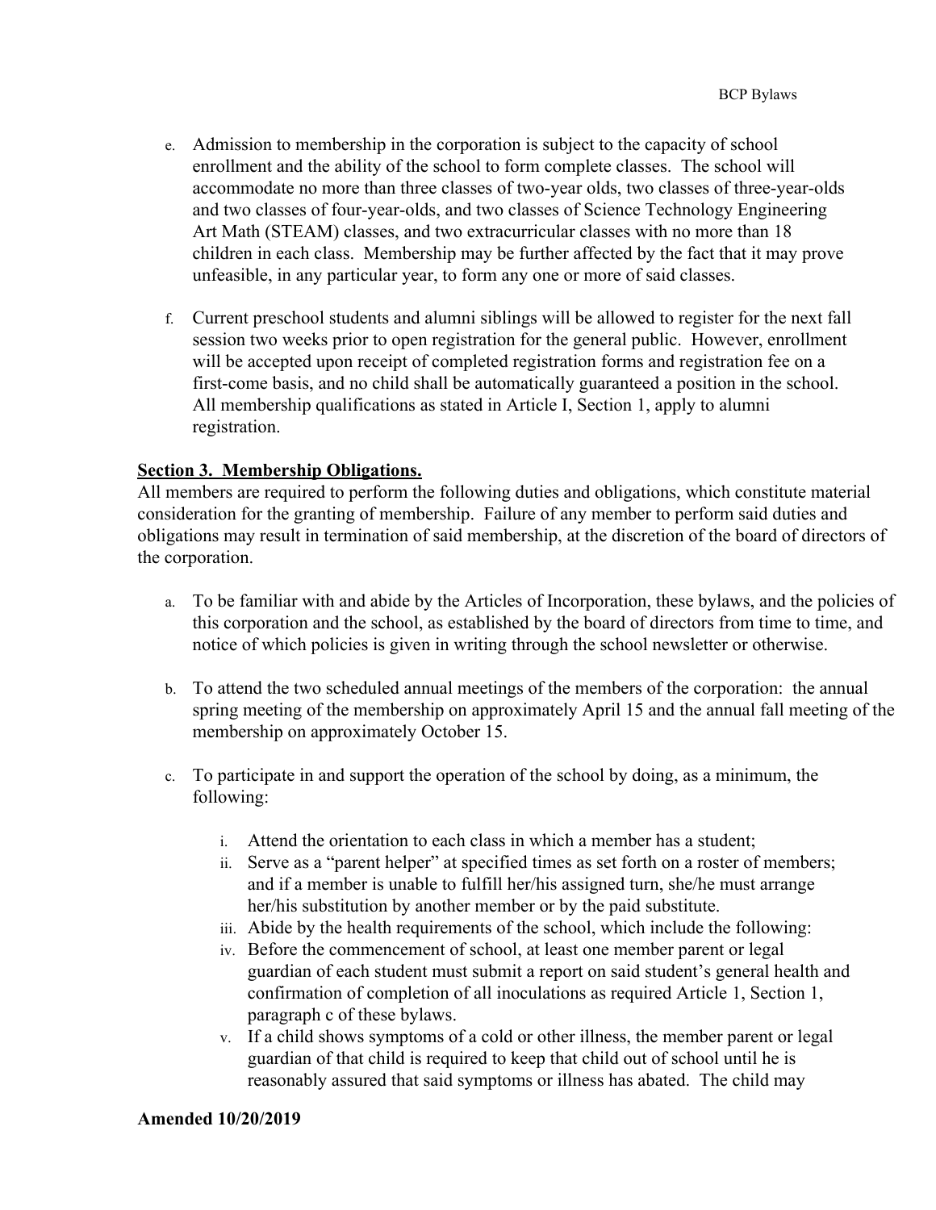e. Admission to membership in the corporation is subject to the capacity of school enrollment and the ability of the school to form complete classes. The school will accommodate no more than three classes of two-year olds, two classes of three-year-olds and two classes of four-year-olds, and two classes of Science Technology Engineering Art Math (STEAM) classes, and two extracurricular classes with no more than 18 children in each class. Membership may be further affected by the fact that it may prove unfeasible, in any particular year, to form any one or more of said classes.

f. Current preschool students and alumni siblings will be allowed to register for the next fall session two weeks prior to open registration for the general public. However, enrollment will be accepted upon receipt of completed registration forms and registration fee on a first-come basis, and no child shall be automatically guaranteed a position in the school. All membership qualifications as stated in Article I, Section 1, apply to alumni registration.

**Section 3. Membership Obligations.**

All members are required to perform the following duties and obligations, which constitute material consideration for the granting of membership. Failure of any member to perform said duties and obligations may result in termination of said membership, at the discretion of the board of directors of the corporation.

a. To be familiar with and abide by the Articles of Incorporation, these bylaws, and the policies of this corporation and the school, as established by the board of directors from time to time, and notice of which policies is given in writing through the school newsletter or otherwise.

b. To attend the two scheduled annual meetings of the members of the corporation: the annual spring meeting of the membership on approximately April 15 and the annual fall meeting of the membership on approximately October 15.

c. To participate in and support the operation of the school by doing, as a minimum, the following:

   i. Attend the orientation to each class in which a member has a student;
   ii. Serve as a "parent helper" at specified times as set forth on a roster of members; and if a member is unable to fulfill her/his assigned turn, she/he must arrange her/his substitution by another member or by the paid substitute.
   iii. Abide by the health requirements of the school, which include the following:
   iv. Before the commencement of school, at least one member parent or legal guardian of each student must submit a report on said student's general health and confirmation of completion of all inoculations as required Article 1, Section 1, paragraph c of these bylaws.
   v. If a child shows symptoms of a cold or other illness, the member parent or legal guardian of that child is required to keep that child out of school until he is reasonably assured that said symptoms or illness has abated. The child may

**Amended 10/20/2019**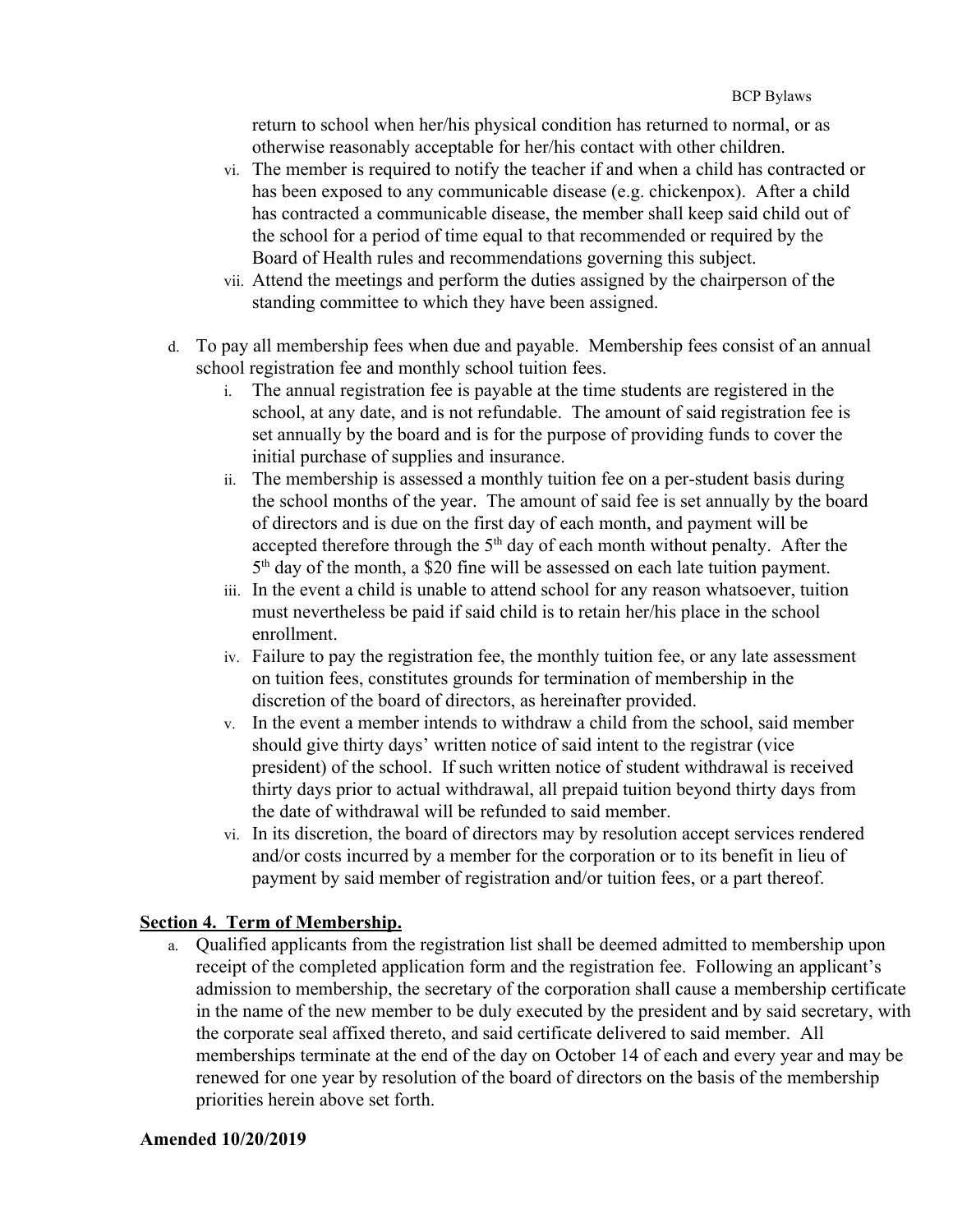return to school when her/his physical condition has returned to normal, or as otherwise reasonably acceptable for her/his contact with other children.

vi. The member is required to notify the teacher if and when a child has contracted or has been exposed to any communicable disease (e.g. chickenpox). After a child has contracted a communicable disease, the member shall keep said child out of the school for a period of time equal to that recommended or required by the Board of Health rules and recommendations governing this subject.

vii. Attend the meetings and perform the duties assigned by the chairperson of the standing committee to which they have been assigned.

d. To pay all membership fees when due and payable. Membership fees consist of an annual school registration fee and monthly school tuition fees.

   i. The annual registration fee is payable at the time students are registered in the school, at any date, and is not refundable. The amount of said registration fee is set annually by the board and is for the purpose of providing funds to cover the initial purchase of supplies and insurance.

   ii. The membership is assessed a monthly tuition fee on a per-student basis during the school months of the year. The amount of said fee is set annually by the board of directors and is due on the first day of each month, and payment will be accepted therefore through the 5th day of each month without penalty. After the 5th day of the month, a $20 fine will be assessed on each late tuition payment.

   iii. In the event a child is unable to attend school for any reason whatsoever, tuition must nevertheless be paid if said child is to retain her/his place in the school enrollment.

   iv. Failure to pay the registration fee, the monthly tuition fee, or any late assessment on tuition fees, constitutes grounds for termination of membership in the discretion of the board of directors, as hereinafter provided.

   v. In the event a member intends to withdraw a child from the school, said member should give thirty days' written notice of said intent to the registrar (vice president) of the school. If such written notice of student withdrawal is received thirty days prior to actual withdrawal, all prepaid tuition beyond thirty days from the date of withdrawal will be refunded to said member.

   vi. In its discretion, the board of directors may by resolution accept services rendered and/or costs incurred by a member for the corporation or to its benefit in lieu of payment by said member of registration and/or tuition fees, or a part thereof.

## Section 4. Term of Membership.

a. Qualified applicants from the registration list shall be deemed admitted to membership upon receipt of the completed application form and the registration fee. Following an applicant's admission to membership, the secretary of the corporation shall cause a membership certificate in the name of the new member to be duly executed by the president and by said secretary, with the corporate seal affixed thereto, and said certificate delivered to said member. All memberships terminate at the end of the day on October 14 of each and every year and may be renewed for one year by resolution of the board of directors on the basis of the membership priorities herein above set forth.

**Amended 10/20/2019**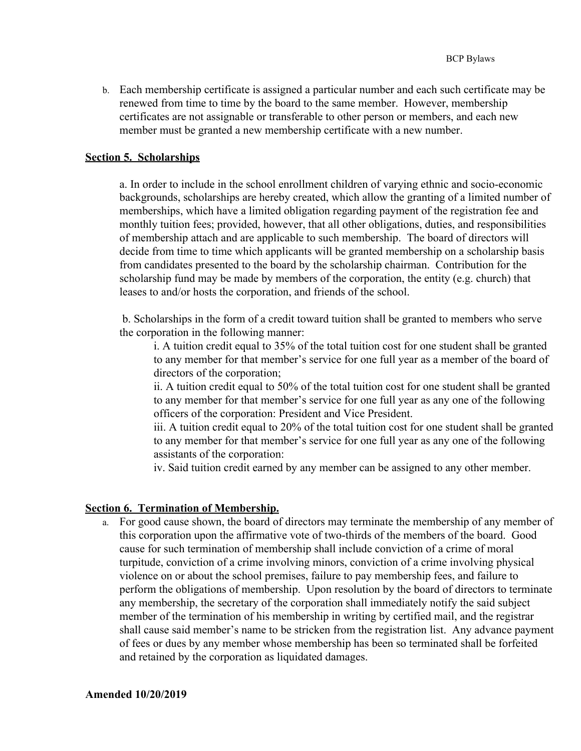b. Each membership certificate is assigned a particular number and each such certificate may be renewed from time to time by the board to the same member. However, membership certificates are not assignable or transferable to other person or members, and each new member must be granted a new membership certificate with a new number.

**Section 5. Scholarships**

a. In order to include in the school enrollment children of varying ethnic and socio-economic backgrounds, scholarships are hereby created, which allow the granting of a limited number of memberships, which have a limited obligation regarding payment of the registration fee and monthly tuition fees; provided, however, that all other obligations, duties, and responsibilities of membership attach and are applicable to such membership. The board of directors will decide from time to time which applicants will be granted membership on a scholarship basis from candidates presented to the board by the scholarship chairman. Contribution for the scholarship fund may be made by members of the corporation, the entity (e.g. church) that leases to and/or hosts the corporation, and friends of the school.

b. Scholarships in the form of a credit toward tuition shall be granted to members who serve the corporation in the following manner:

i. A tuition credit equal to 35% of the total tuition cost for one student shall be granted to any member for that member's service for one full year as a member of the board of directors of the corporation;

ii. A tuition credit equal to 50% of the total tuition cost for one student shall be granted to any member for that member's service for one full year as any one of the following officers of the corporation: President and Vice President.

iii. A tuition credit equal to 20% of the total tuition cost for one student shall be granted to any member for that member's service for one full year as any one of the following assistants of the corporation:

iv. Said tuition credit earned by any member can be assigned to any other member.

**Section 6. Termination of Membership.**

a. For good cause shown, the board of directors may terminate the membership of any member of this corporation upon the affirmative vote of two-thirds of the members of the board. Good cause for such termination of membership shall include conviction of a crime of moral turpitude, conviction of a crime involving minors, conviction of a crime involving physical violence on or about the school premises, failure to pay membership fees, and failure to perform the obligations of membership. Upon resolution by the board of directors to terminate any membership, the secretary of the corporation shall immediately notify the said subject member of the termination of his membership in writing by certified mail, and the registrar shall cause said member's name to be stricken from the registration list. Any advance payment of fees or dues by any member whose membership has been so terminated shall be forfeited and retained by the corporation as liquidated damages.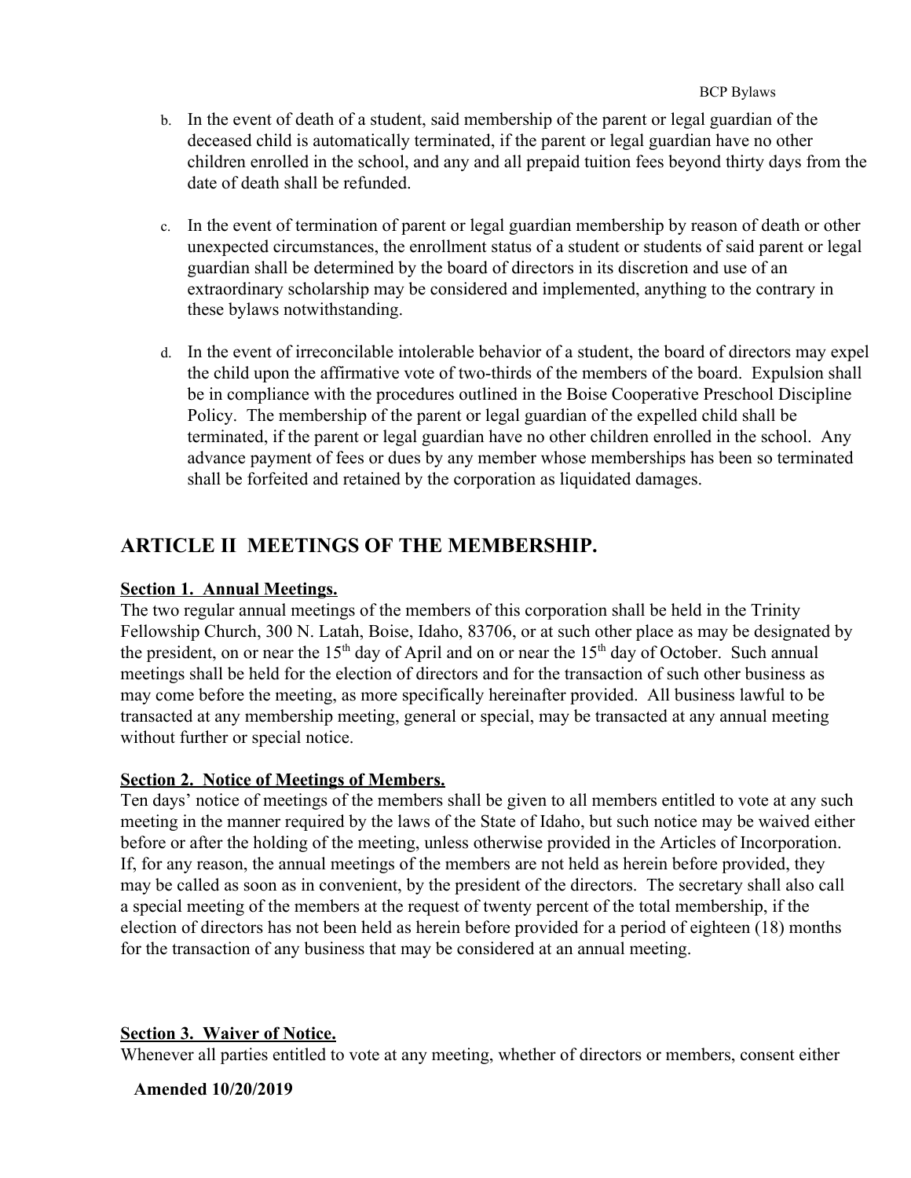b. In the event of death of a student, said membership of the parent or legal guardian of the deceased child is automatically terminated, if the parent or legal guardian have no other children enrolled in the school, and any and all prepaid tuition fees beyond thirty days from the date of death shall be refunded.

c. In the event of termination of parent or legal guardian membership by reason of death or other unexpected circumstances, the enrollment status of a student or students of said parent or legal guardian shall be determined by the board of directors in its discretion and use of an extraordinary scholarship may be considered and implemented, anything to the contrary in these bylaws notwithstanding.

d. In the event of irreconcilable intolerable behavior of a student, the board of directors may expel the child upon the affirmative vote of two-thirds of the members of the board. Expulsion shall be in compliance with the procedures outlined in the Boise Cooperative Preschool Discipline Policy. The membership of the parent or legal guardian of the expelled child shall be terminated, if the parent or legal guardian have no other children enrolled in the school. Any advance payment of fees or dues by any member whose memberships has been so terminated shall be forfeited and retained by the corporation as liquidated damages.

## ARTICLE II MEETINGS OF THE MEMBERSHIP.

**Section 1. Annual Meetings.**

The two regular annual meetings of the members of this corporation shall be held in the Trinity Fellowship Church, 300 N. Latah, Boise, Idaho, 83706, or at such other place as may be designated by the president, on or near the 15th day of April and on or near the 15th day of October. Such annual meetings shall be held for the election of directors and for the transaction of such other business as may come before the meeting, as more specifically hereinafter provided. All business lawful to be transacted at any membership meeting, general or special, may be transacted at any annual meeting without further or special notice.

**Section 2. Notice of Meetings of Members.**

Ten days' notice of meetings of the members shall be given to all members entitled to vote at any such meeting in the manner required by the laws of the State of Idaho, but such notice may be waived either before or after the holding of the meeting, unless otherwise provided in the Articles of Incorporation. If, for any reason, the annual meetings of the members are not held as herein before provided, they may be called as soon as in convenient, by the president of the directors. The secretary shall also call a special meeting of the members at the request of twenty percent of the total membership, if the election of directors has not been held as herein before provided for a period of eighteen (18) months for the transaction of any business that may be considered at an annual meeting.

**Section 3. Waiver of Notice.**

Whenever all parties entitled to vote at any meeting, whether of directors or members, consent either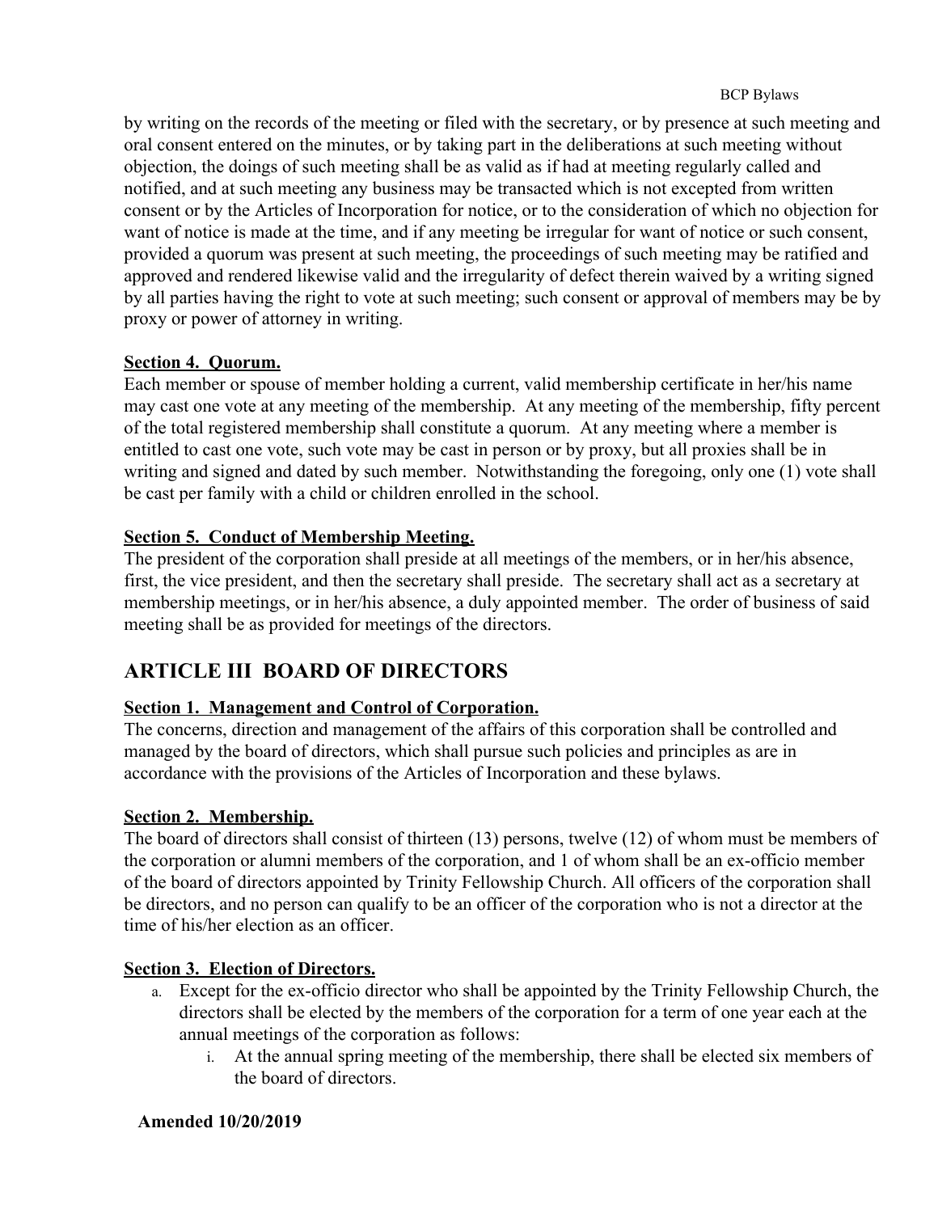by writing on the records of the meeting or filed with the secretary, or by presence at such meeting and oral consent entered on the minutes, or by taking part in the deliberations at such meeting without objection, the doings of such meeting shall be as valid as if had at meeting regularly called and notified, and at such meeting any business may be transacted which is not excepted from written consent or by the Articles of Incorporation for notice, or to the consideration of which no objection for want of notice is made at the time, and if any meeting be irregular for want of notice or such consent, provided a quorum was present at such meeting, the proceedings of such meeting may be ratified and approved and rendered likewise valid and the irregularity of defect therein waived by a writing signed by all parties having the right to vote at such meeting; such consent or approval of members may be by proxy or power of attorney in writing.

**Section 4. Quorum.**

Each member or spouse of member holding a current, valid membership certificate in her/his name may cast one vote at any meeting of the membership. At any meeting of the membership, fifty percent of the total registered membership shall constitute a quorum. At any meeting where a member is entitled to cast one vote, such vote may be cast in person or by proxy, but all proxies shall be in writing and signed and dated by such member. Notwithstanding the foregoing, only one (1) vote shall be cast per family with a child or children enrolled in the school.

**Section 5. Conduct of Membership Meeting.**

The president of the corporation shall preside at all meetings of the members, or in her/his absence, first, the vice president, and then the secretary shall preside. The secretary shall act as a secretary at membership meetings, or in her/his absence, a duly appointed member. The order of business of said meeting shall be as provided for meetings of the directors.

## ARTICLE III BOARD OF DIRECTORS

**Section 1. Management and Control of Corporation.**

The concerns, direction and management of the affairs of this corporation shall be controlled and managed by the board of directors, which shall pursue such policies and principles as are in accordance with the provisions of the Articles of Incorporation and these bylaws.

**Section 2. Membership.**

The board of directors shall consist of thirteen (13) persons, twelve (12) of whom must be members of the corporation or alumni members of the corporation, and 1 of whom shall be an ex-officio member of the board of directors appointed by Trinity Fellowship Church. All officers of the corporation shall be directors, and no person can qualify to be an officer of the corporation who is not a director at the time of his/her election as an officer.

**Section 3. Election of Directors.**

a. Except for the ex-officio director who shall be appointed by the Trinity Fellowship Church, the directors shall be elected by the members of the corporation for a term of one year each at the annual meetings of the corporation as follows:
   i. At the annual spring meeting of the membership, there shall be elected six members of the board of directors.

**Amended 10/20/2019**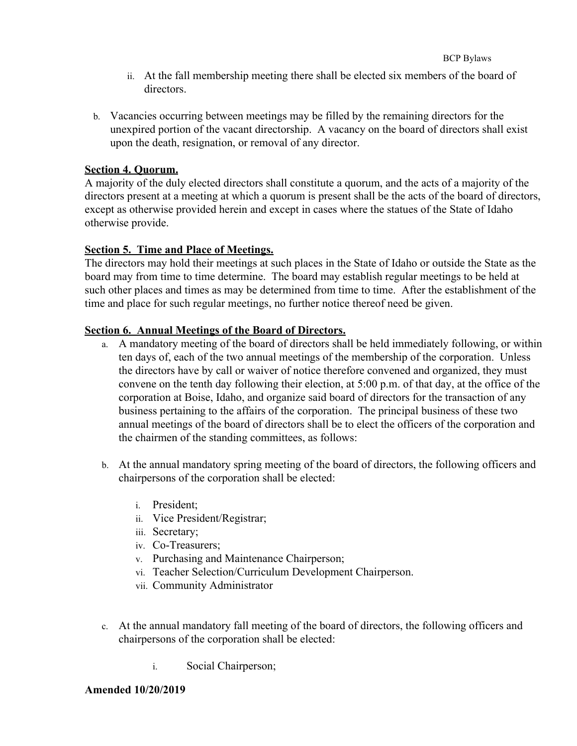ii. At the fall membership meeting there shall be elected six members of the board of directors.

b. Vacancies occurring between meetings may be filled by the remaining directors for the unexpired portion of the vacant directorship. A vacancy on the board of directors shall exist upon the death, resignation, or removal of any director.

**Section 4. Quorum.**

A majority of the duly elected directors shall constitute a quorum, and the acts of a majority of the directors present at a meeting at which a quorum is present shall be the acts of the board of directors, except as otherwise provided herein and except in cases where the statues of the State of Idaho otherwise provide.

**Section 5. Time and Place of Meetings.**

The directors may hold their meetings at such places in the State of Idaho or outside the State as the board may from time to time determine. The board may establish regular meetings to be held at such other places and times as may be determined from time to time. After the establishment of the time and place for such regular meetings, no further notice thereof need be given.

**Section 6. Annual Meetings of the Board of Directors.**

a. A mandatory meeting of the board of directors shall be held immediately following, or within ten days of, each of the two annual meetings of the membership of the corporation. Unless the directors have by call or waiver of notice therefore convened and organized, they must convene on the tenth day following their election, at 5:00 p.m. of that day, at the office of the corporation at Boise, Idaho, and organize said board of directors for the transaction of any business pertaining to the affairs of the corporation. The principal business of these two annual meetings of the board of directors shall be to elect the officers of the corporation and the chairmen of the standing committees, as follows:

b. At the annual mandatory spring meeting of the board of directors, the following officers and chairpersons of the corporation shall be elected:

   i. President;
   ii. Vice President/Registrar;
   iii. Secretary;
   iv. Co-Treasurers;
   v. Purchasing and Maintenance Chairperson;
   vi. Teacher Selection/Curriculum Development Chairperson.
   vii. Community Administrator

c. At the annual mandatory fall meeting of the board of directors, the following officers and chairpersons of the corporation shall be elected:

   i. Social Chairperson;

**Amended 10/20/2019**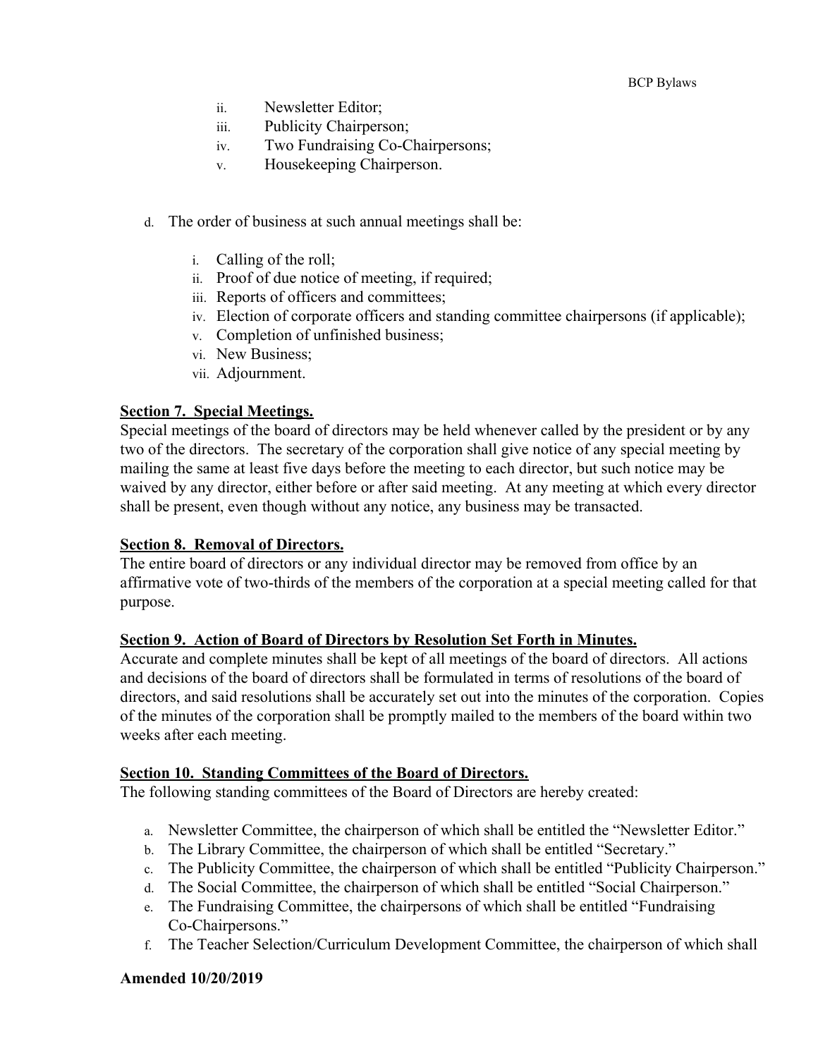ii. Newsletter Editor;
   iii. Publicity Chairperson;
   iv. Two Fundraising Co-Chairpersons;
   v. Housekeeping Chairperson.

d. The order of business at such annual meetings shall be:

   i. Calling of the roll;
   ii. Proof of due notice of meeting, if required;
   iii. Reports of officers and committees;
   iv. Election of corporate officers and standing committee chairpersons (if applicable);
   v. Completion of unfinished business;
   vi. New Business;
   vii. Adjournment.

**Section 7. Special Meetings.**

Special meetings of the board of directors may be held whenever called by the president or by any two of the directors. The secretary of the corporation shall give notice of any special meeting by mailing the same at least five days before the meeting to each director, but such notice may be waived by any director, either before or after said meeting. At any meeting at which every director shall be present, even though without any notice, any business may be transacted.

**Section 8. Removal of Directors.**

The entire board of directors or any individual director may be removed from office by an affirmative vote of two-thirds of the members of the corporation at a special meeting called for that purpose.

**Section 9. Action of Board of Directors by Resolution Set Forth in Minutes.**

Accurate and complete minutes shall be kept of all meetings of the board of directors. All actions and decisions of the board of directors shall be formulated in terms of resolutions of the board of directors, and said resolutions shall be accurately set out into the minutes of the corporation. Copies of the minutes of the corporation shall be promptly mailed to the members of the board within two weeks after each meeting.

**Section 10. Standing Committees of the Board of Directors.**

The following standing committees of the Board of Directors are hereby created:

a. Newsletter Committee, the chairperson of which shall be entitled the "Newsletter Editor."
b. The Library Committee, the chairperson of which shall be entitled "Secretary."
c. The Publicity Committee, the chairperson of which shall be entitled "Publicity Chairperson."
d. The Social Committee, the chairperson of which shall be entitled "Social Chairperson."
e. The Fundraising Committee, the chairpersons of which shall be entitled "Fundraising Co-Chairpersons."
f. The Teacher Selection/Curriculum Development Committee, the chairperson of which shall

**Amended 10/20/2019**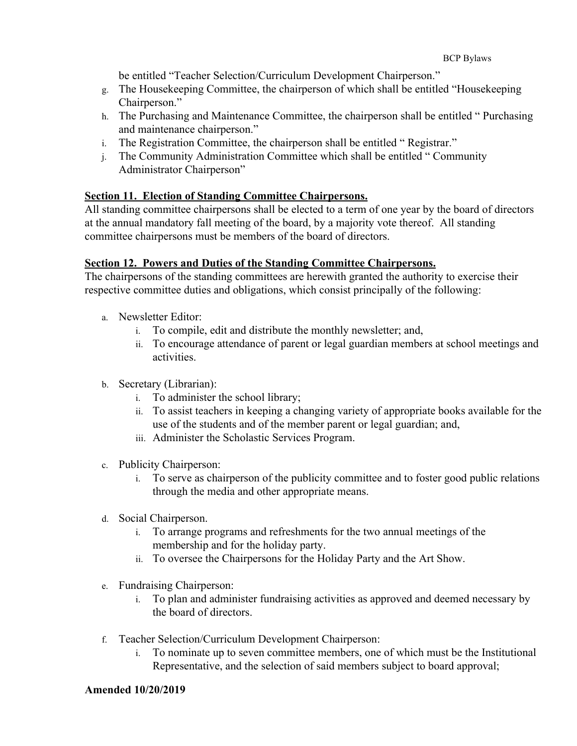be entitled "Teacher Selection/Curriculum Development Chairperson."

g. The Housekeeping Committee, the chairperson of which shall be entitled "Housekeeping Chairperson."
h. The Purchasing and Maintenance Committee, the chairperson shall be entitled " Purchasing and maintenance chairperson."
i. The Registration Committee, the chairperson shall be entitled " Registrar."
j. The Community Administration Committee which shall be entitled " Community Administrator Chairperson"

**Section 11. Election of Standing Committee Chairpersons.**

All standing committee chairpersons shall be elected to a term of one year by the board of directors at the annual mandatory fall meeting of the board, by a majority vote thereof. All standing committee chairpersons must be members of the board of directors.

**Section 12. Powers and Duties of the Standing Committee Chairpersons.**

The chairpersons of the standing committees are herewith granted the authority to exercise their respective committee duties and obligations, which consist principally of the following:

a. Newsletter Editor:
   i. To compile, edit and distribute the monthly newsletter; and,
   ii. To encourage attendance of parent or legal guardian members at school meetings and activities.

b. Secretary (Librarian):
   i. To administer the school library;
   ii. To assist teachers in keeping a changing variety of appropriate books available for the use of the students and of the member parent or legal guardian; and,
   iii. Administer the Scholastic Services Program.

c. Publicity Chairperson:
   i. To serve as chairperson of the publicity committee and to foster good public relations through the media and other appropriate means.

d. Social Chairperson.
   i. To arrange programs and refreshments for the two annual meetings of the membership and for the holiday party.
   ii. To oversee the Chairpersons for the Holiday Party and the Art Show.

e. Fundraising Chairperson:
   i. To plan and administer fundraising activities as approved and deemed necessary by the board of directors.

f. Teacher Selection/Curriculum Development Chairperson:
   i. To nominate up to seven committee members, one of which must be the Institutional Representative, and the selection of said members subject to board approval;

**Amended 10/20/2019**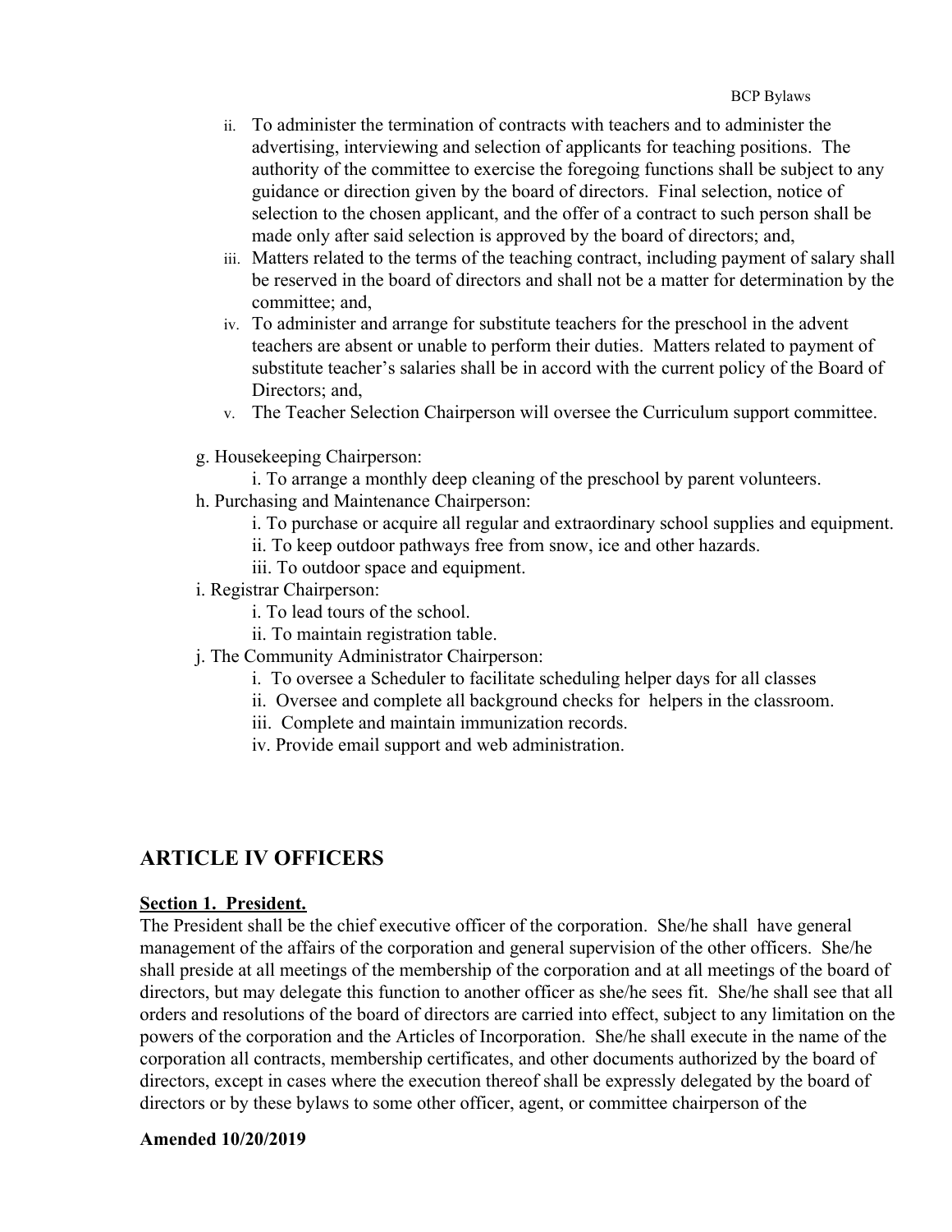ii. To administer the termination of contracts with teachers and to administer the advertising, interviewing and selection of applicants for teaching positions. The authority of the committee to exercise the foregoing functions shall be subject to any guidance or direction given by the board of directors. Final selection, notice of selection to the chosen applicant, and the offer of a contract to such person shall be made only after said selection is approved by the board of directors; and,

iii. Matters related to the terms of the teaching contract, including payment of salary shall be reserved in the board of directors and shall not be a matter for determination by the committee; and,

iv. To administer and arrange for substitute teachers for the preschool in the advent teachers are absent or unable to perform their duties. Matters related to payment of substitute teacher's salaries shall be in accord with the current policy of the Board of Directors; and,

v. The Teacher Selection Chairperson will oversee the Curriculum support committee.

g. Housekeeping Chairperson:

i. To arrange a monthly deep cleaning of the preschool by parent volunteers.

h. Purchasing and Maintenance Chairperson:

i. To purchase or acquire all regular and extraordinary school supplies and equipment.

ii. To keep outdoor pathways free from snow, ice and other hazards.

iii. To outdoor space and equipment.

i. Registrar Chairperson:

i. To lead tours of the school.

ii. To maintain registration table.

j. The Community Administrator Chairperson:

i. To oversee a Scheduler to facilitate scheduling helper days for all classes

ii. Oversee and complete all background checks for helpers in the classroom.

iii. Complete and maintain immunization records.

iv. Provide email support and web administration.

## ARTICLE IV OFFICERS

**Section 1. President.**

The President shall be the chief executive officer of the corporation. She/he shall have general management of the affairs of the corporation and general supervision of the other officers. She/he shall preside at all meetings of the membership of the corporation and at all meetings of the board of directors, but may delegate this function to another officer as she/he sees fit. She/he shall see that all orders and resolutions of the board of directors are carried into effect, subject to any limitation on the powers of the corporation and the Articles of Incorporation. She/he shall execute in the name of the corporation all contracts, membership certificates, and other documents authorized by the board of directors, except in cases where the execution thereof shall be expressly delegated by the board of directors or by these bylaws to some other officer, agent, or committee chairperson of the

**Amended 10/20/2019**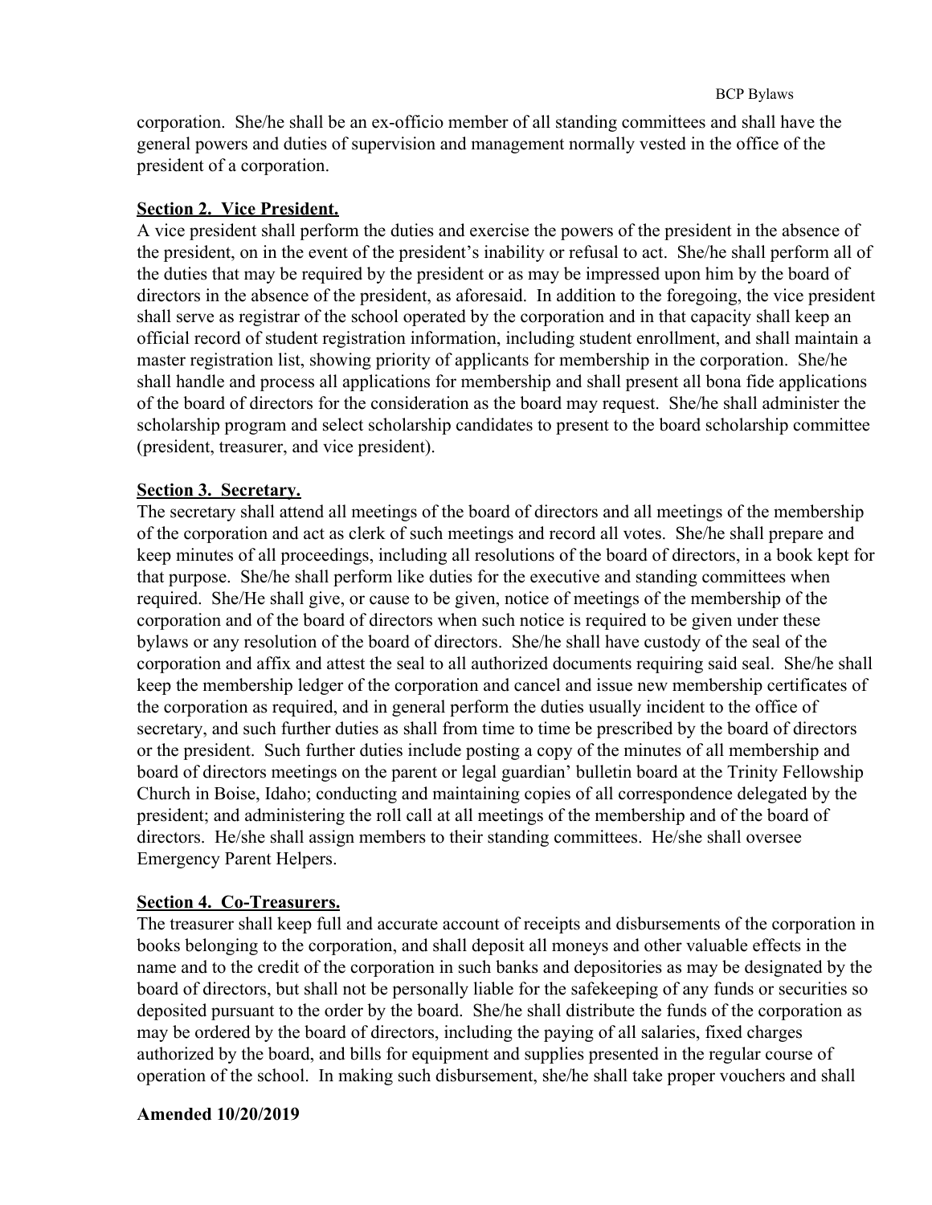corporation. She/he shall be an ex-officio member of all standing committees and shall have the general powers and duties of supervision and management normally vested in the office of the president of a corporation.

**Section 2. Vice President.**

A vice president shall perform the duties and exercise the powers of the president in the absence of the president, on in the event of the president's inability or refusal to act. She/he shall perform all of the duties that may be required by the president or as may be impressed upon him by the board of directors in the absence of the president, as aforesaid. In addition to the foregoing, the vice president shall serve as registrar of the school operated by the corporation and in that capacity shall keep an official record of student registration information, including student enrollment, and shall maintain a master registration list, showing priority of applicants for membership in the corporation. She/he shall handle and process all applications for membership and shall present all bona fide applications of the board of directors for the consideration as the board may request. She/he shall administer the scholarship program and select scholarship candidates to present to the board scholarship committee (president, treasurer, and vice president).

**Section 3. Secretary.**

The secretary shall attend all meetings of the board of directors and all meetings of the membership of the corporation and act as clerk of such meetings and record all votes. She/he shall prepare and keep minutes of all proceedings, including all resolutions of the board of directors, in a book kept for that purpose. She/he shall perform like duties for the executive and standing committees when required. She/He shall give, or cause to be given, notice of meetings of the membership of the corporation and of the board of directors when such notice is required to be given under these bylaws or any resolution of the board of directors. She/he shall have custody of the seal of the corporation and affix and attest the seal to all authorized documents requiring said seal. She/he shall keep the membership ledger of the corporation and cancel and issue new membership certificates of the corporation as required, and in general perform the duties usually incident to the office of secretary, and such further duties as shall from time to time be prescribed by the board of directors or the president. Such further duties include posting a copy of the minutes of all membership and board of directors meetings on the parent or legal guardian' bulletin board at the Trinity Fellowship Church in Boise, Idaho; conducting and maintaining copies of all correspondence delegated by the president; and administering the roll call at all meetings of the membership and of the board of directors. He/she shall assign members to their standing committees. He/she shall oversee Emergency Parent Helpers.

**Section 4. Co-Treasurers.**

The treasurer shall keep full and accurate account of receipts and disbursements of the corporation in books belonging to the corporation, and shall deposit all moneys and other valuable effects in the name and to the credit of the corporation in such banks and depositories as may be designated by the board of directors, but shall not be personally liable for the safekeeping of any funds or securities so deposited pursuant to the order by the board. She/he shall distribute the funds of the corporation as may be ordered by the board of directors, including the paying of all salaries, fixed charges authorized by the board, and bills for equipment and supplies presented in the regular course of operation of the school. In making such disbursement, she/he shall take proper vouchers and shall

**Amended 10/20/2019**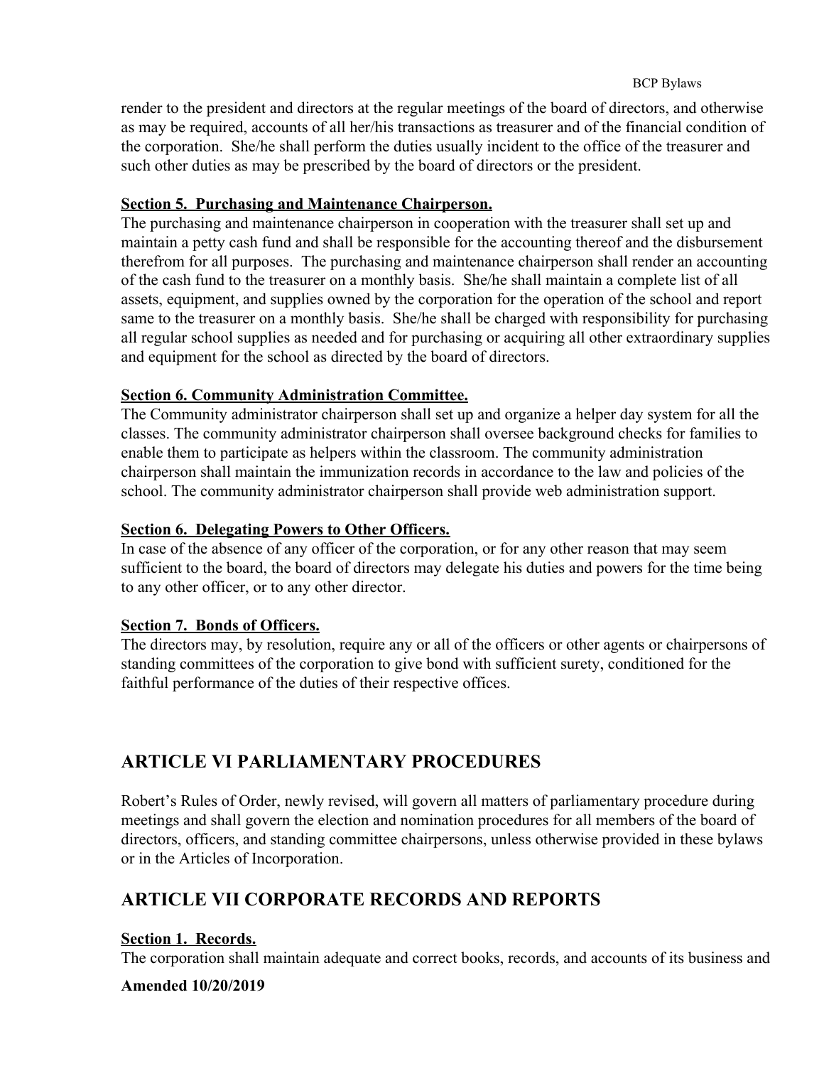render to the president and directors at the regular meetings of the board of directors, and otherwise as may be required, accounts of all her/his transactions as treasurer and of the financial condition of the corporation. She/he shall perform the duties usually incident to the office of the treasurer and such other duties as may be prescribed by the board of directors or the president.

**Section 5. Purchasing and Maintenance Chairperson.**

The purchasing and maintenance chairperson in cooperation with the treasurer shall set up and maintain a petty cash fund and shall be responsible for the accounting thereof and the disbursement therefrom for all purposes. The purchasing and maintenance chairperson shall render an accounting of the cash fund to the treasurer on a monthly basis. She/he shall maintain a complete list of all assets, equipment, and supplies owned by the corporation for the operation of the school and report same to the treasurer on a monthly basis. She/he shall be charged with responsibility for purchasing all regular school supplies as needed and for purchasing or acquiring all other extraordinary supplies and equipment for the school as directed by the board of directors.

**Section 6. Community Administration Committee.**

The Community administrator chairperson shall set up and organize a helper day system for all the classes. The community administrator chairperson shall oversee background checks for families to enable them to participate as helpers within the classroom. The community administration chairperson shall maintain the immunization records in accordance to the law and policies of the school. The community administrator chairperson shall provide web administration support.

**Section 6. Delegating Powers to Other Officers.**

In case of the absence of any officer of the corporation, or for any other reason that may seem sufficient to the board, the board of directors may delegate his duties and powers for the time being to any other officer, or to any other director.

**Section 7. Bonds of Officers.**

The directors may, by resolution, require any or all of the officers or other agents or chairpersons of standing committees of the corporation to give bond with sufficient surety, conditioned for the faithful performance of the duties of their respective offices.

## ARTICLE VI PARLIAMENTARY PROCEDURES

Robert's Rules of Order, newly revised, will govern all matters of parliamentary procedure during meetings and shall govern the election and nomination procedures for all members of the board of directors, officers, and standing committee chairpersons, unless otherwise provided in these bylaws or in the Articles of Incorporation.

## ARTICLE VII CORPORATE RECORDS AND REPORTS

**Section 1. Records.**

The corporation shall maintain adequate and correct books, records, and accounts of its business and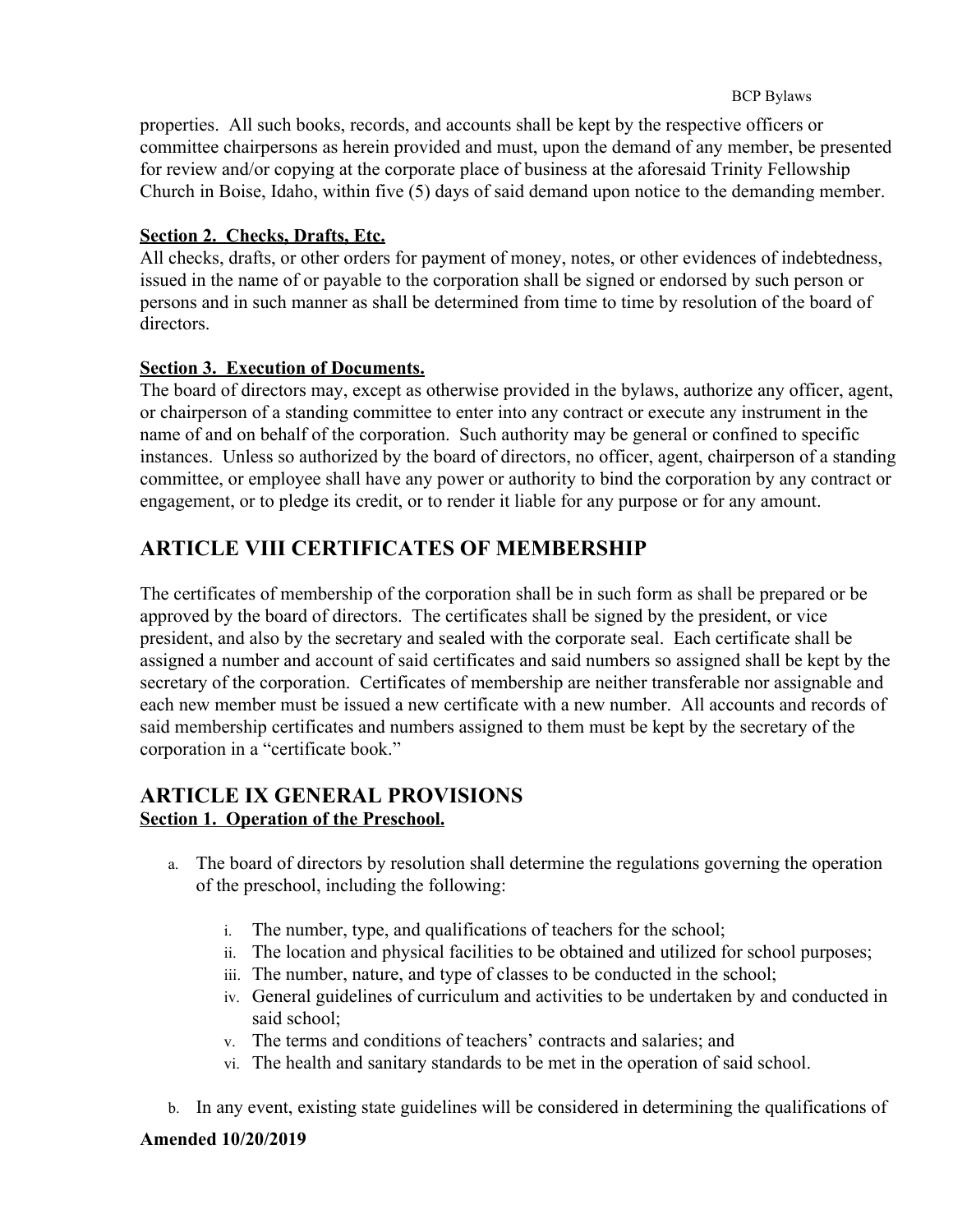properties. All such books, records, and accounts shall be kept by the respective officers or committee chairpersons as herein provided and must, upon the demand of any member, be presented for review and/or copying at the corporate place of business at the aforesaid Trinity Fellowship Church in Boise, Idaho, within five (5) days of said demand upon notice to the demanding member.

**Section 2. Checks, Drafts, Etc.**

All checks, drafts, or other orders for payment of money, notes, or other evidences of indebtedness, issued in the name of or payable to the corporation shall be signed or endorsed by such person or persons and in such manner as shall be determined from time to time by resolution of the board of directors.

**Section 3. Execution of Documents.**

The board of directors may, except as otherwise provided in the bylaws, authorize any officer, agent, or chairperson of a standing committee to enter into any contract or execute any instrument in the name of and on behalf of the corporation. Such authority may be general or confined to specific instances. Unless so authorized by the board of directors, no officer, agent, chairperson of a standing committee, or employee shall have any power or authority to bind the corporation by any contract or engagement, or to pledge its credit, or to render it liable for any purpose or for any amount.

## ARTICLE VIII CERTIFICATES OF MEMBERSHIP

The certificates of membership of the corporation shall be in such form as shall be prepared or be approved by the board of directors. The certificates shall be signed by the president, or vice president, and also by the secretary and sealed with the corporate seal. Each certificate shall be assigned a number and account of said certificates and said numbers so assigned shall be kept by the secretary of the corporation. Certificates of membership are neither transferable nor assignable and each new member must be issued a new certificate with a new number. All accounts and records of said membership certificates and numbers assigned to them must be kept by the secretary of the corporation in a "certificate book."

## ARTICLE IX GENERAL PROVISIONS

**Section 1. Operation of the Preschool.**

a. The board of directors by resolution shall determine the regulations governing the operation of the preschool, including the following:

   i. The number, type, and qualifications of teachers for the school;
   ii. The location and physical facilities to be obtained and utilized for school purposes;
   iii. The number, nature, and type of classes to be conducted in the school;
   iv. General guidelines of curriculum and activities to be undertaken by and conducted in said school;
   v. The terms and conditions of teachers' contracts and salaries; and
   vi. The health and sanitary standards to be met in the operation of said school.

b. In any event, existing state guidelines will be considered in determining the qualifications of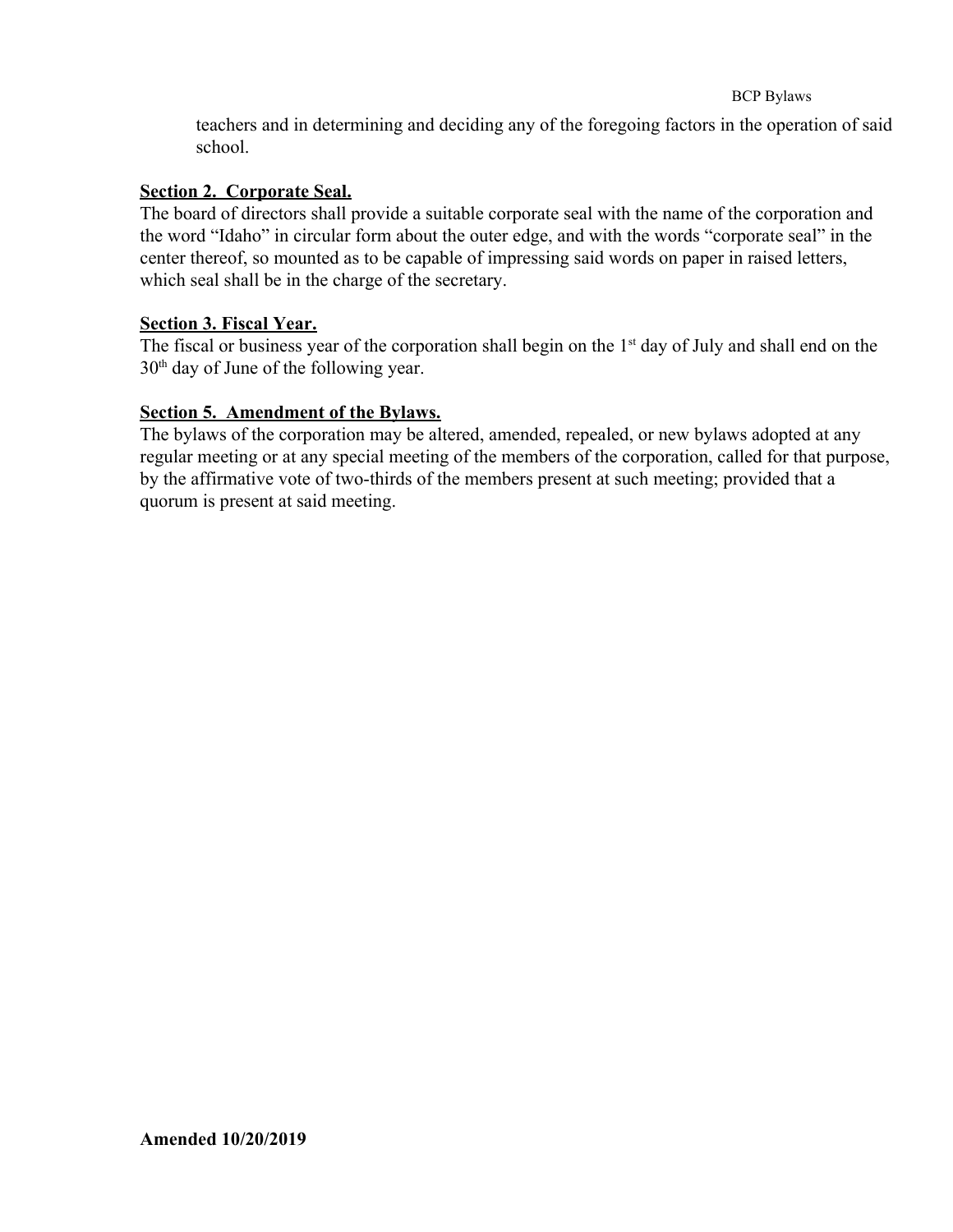teachers and in determining and deciding any of the foregoing factors in the operation of said school.

**Section 2. Corporate Seal.**

The board of directors shall provide a suitable corporate seal with the name of the corporation and the word "Idaho" in circular form about the outer edge, and with the words "corporate seal" in the center thereof, so mounted as to be capable of impressing said words on paper in raised letters, which seal shall be in the charge of the secretary.

**Section 3. Fiscal Year.**

The fiscal or business year of the corporation shall begin on the 1st day of July and shall end on the 30th day of June of the following year.

**Section 5. Amendment of the Bylaws.**

The bylaws of the corporation may be altered, amended, repealed, or new bylaws adopted at any regular meeting or at any special meeting of the members of the corporation, called for that purpose, by the affirmative vote of two-thirds of the members present at such meeting; provided that a quorum is present at said meeting.

**Amended 10/20/2019**